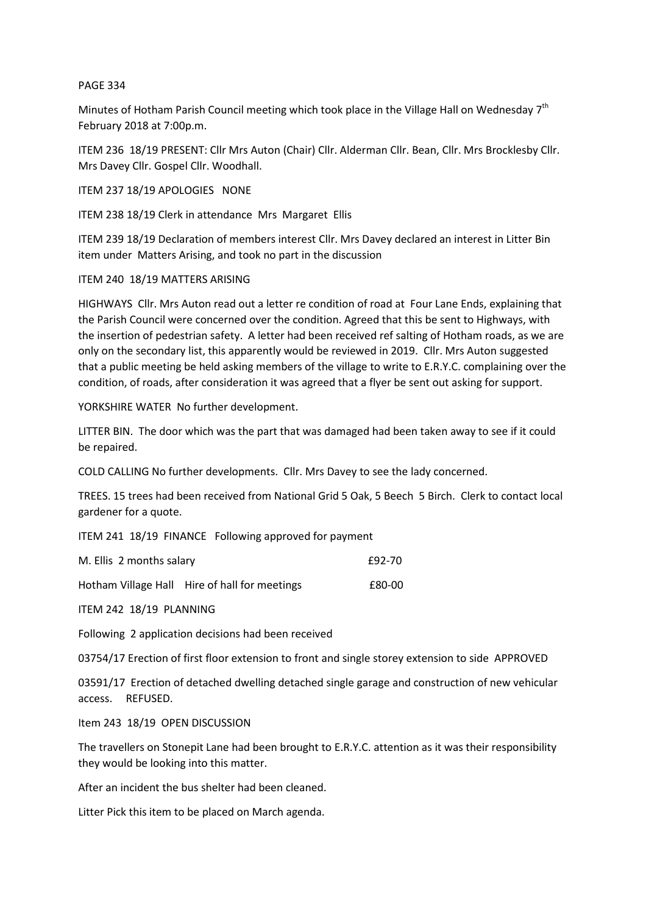PAGE 334

Minutes of Hotham Parish Council meeting which took place in the Village Hall on Wednesday 7th February 2018 at 7:00p.m.

ITEM 236 18/19 PRESENT: Cllr Mrs Auton (Chair) Cllr. Alderman Cllr. Bean, Cllr. Mrs Brocklesby Cllr. Mrs Davey Cllr. Gospel Cllr. Woodhall.

ITEM 237 18/19 APOLOGIES NONE

ITEM 238 18/19 Clerk in attendance Mrs Margaret Ellis

ITEM 239 18/19 Declaration of members interest Cllr. Mrs Davey declared an interest in Litter Bin item under Matters Arising, and took no part in the discussion

ITEM 240 18/19 MATTERS ARISING

HIGHWAYS Cllr. Mrs Auton read out a letter re condition of road at Four Lane Ends, explaining that the Parish Council were concerned over the condition. Agreed that this be sent to Highways, with the insertion of pedestrian safety. A letter had been received ref salting of Hotham roads, as we are only on the secondary list, this apparently would be reviewed in 2019. Cllr. Mrs Auton suggested that a public meeting be held asking members of the village to write to E.R.Y.C. complaining over the condition, of roads, after consideration it was agreed that a flyer be sent out asking for support.

YORKSHIRE WATER No further development.

LITTER BIN. The door which was the part that was damaged had been taken away to see if it could be repaired.

COLD CALLING No further developments. Cllr. Mrs Davey to see the lady concerned.

TREES. 15 trees had been received from National Grid 5 Oak, 5 Beech 5 Birch. Clerk to contact local gardener for a quote.

ITEM 241 18/19 FINANCE Following approved for payment

| | |
|---|---|
| M. Ellis 2 months salary | £92-70 |
| Hotham Village Hall Hire of hall for meetings | £80-00 |

ITEM 242 18/19 PLANNING

Following 2 application decisions had been received

03754/17 Erection of first floor extension to front and single storey extension to side APPROVED

03591/17 Erection of detached dwelling detached single garage and construction of new vehicular access. REFUSED.

Item 243 18/19 OPEN DISCUSSION

The travellers on Stonepit Lane had been brought to E.R.Y.C. attention as it was their responsibility they would be looking into this matter.

After an incident the bus shelter had been cleaned.

Litter Pick this item to be placed on March agenda.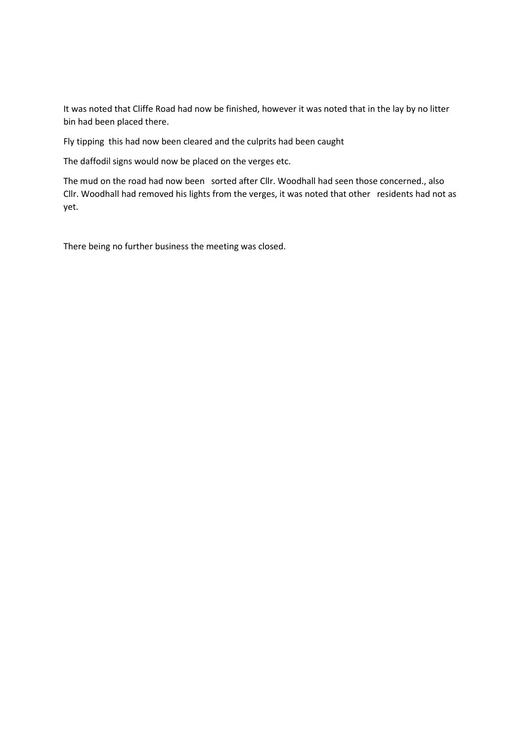It was noted that Cliffe Road had now be finished, however it was noted that in the lay by no litter bin had been placed there.

Fly tipping this had now been cleared and the culprits had been caught

The daffodil signs would now be placed on the verges etc.

The mud on the road had now been sorted after Cllr. Woodhall had seen those concerned., also Cllr. Woodhall had removed his lights from the verges, it was noted that other residents had not as yet.

There being no further business the meeting was closed.